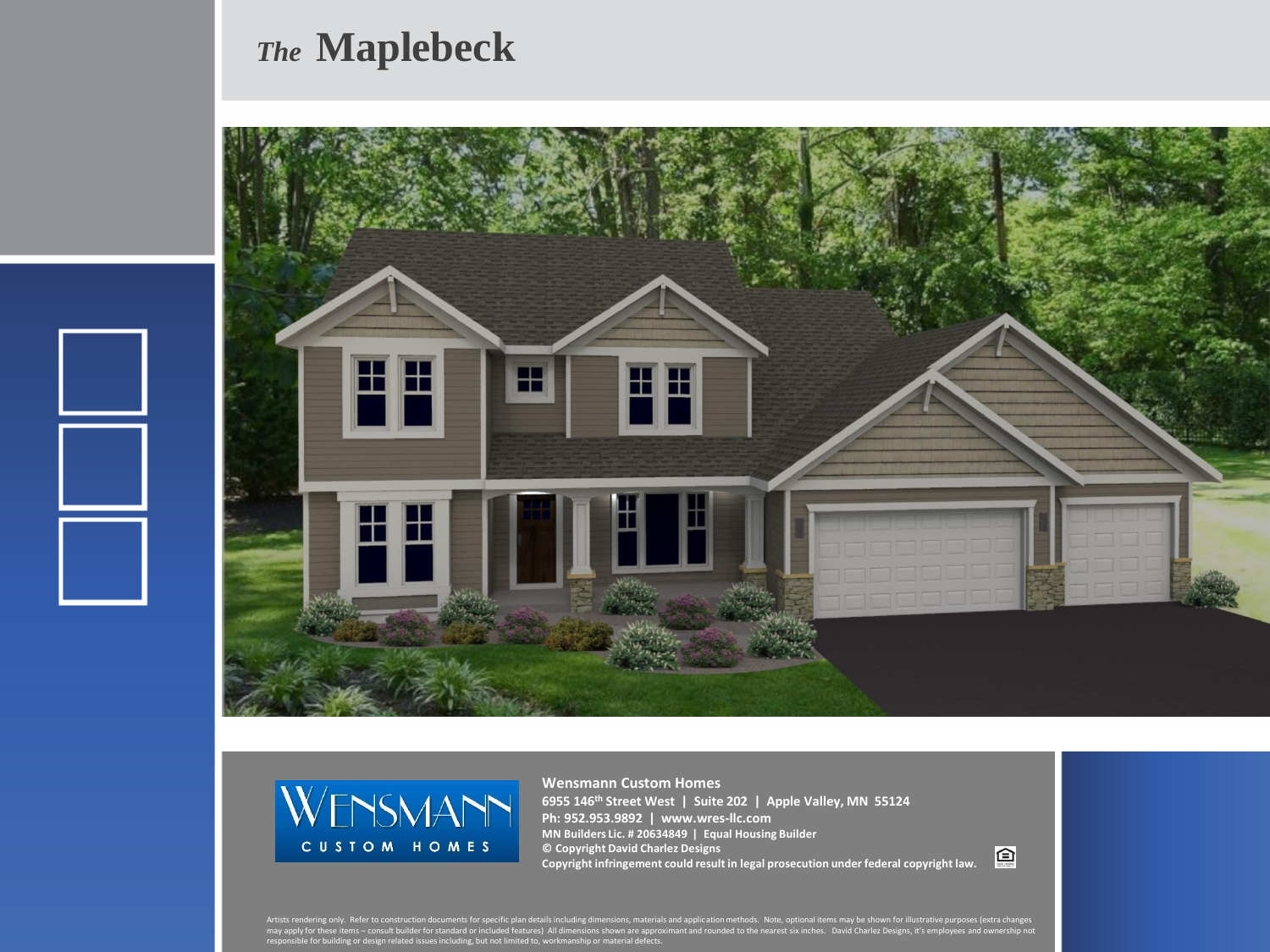# *The* Maplebeck

**Wensmann Custom Homes**
**6955 146th Street West | Suite 202 | Apple Valley, MN 55124**
**Ph: 952.953.9892 | www.wres-llc.com**
**MN Builders Lic. # 20634849 | Equal Housing Builder**
**© Copyright David Charlez Designs**
**Copyright infringement could result in legal prosecution under federal copyright law.**

Artists rendering only. Refer to construction documents for specific plan details including dimensions, materials and application methods. Note, optional items may be shown for illustrative purposes (extra changes may apply for these items – consult builder for standard or included features) All dimensions shown are approximant and rounded to the nearest six inches. David Charlez Designs, it's employees and ownership not responsible for building or design related issues including, but not limited to, workmanship or material defects.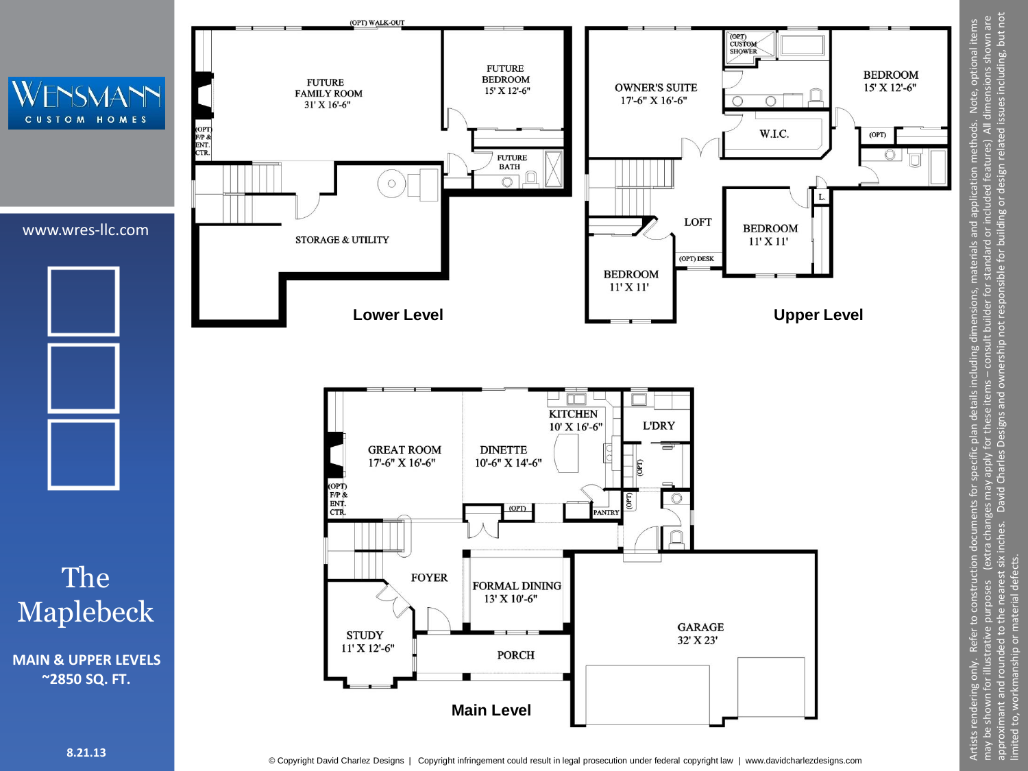WENSMANN
CUSTOM HOMES

www.wres-llc.com

# The Maplebeck

**MAIN & UPPER LEVELS**
**~2850 SQ. FT.**

**8.21.13**

## Lower Level

(OPT) WALK-OUT

FUTURE FAMILY ROOM
31' X 16'-6"

FUTURE BEDROOM
15' X 12'-6"

(OPT) F/P & ENT. CTR.

FUTURE BATH

STORAGE & UTILITY

## Upper Level

OWNER'S SUITE
17'-6" X 16'-6"

(OPT) CUSTOM SHOWER

BEDROOM
15' X 12'-6"

W.I.C.

(OPT)

L.

LOFT

BEDROOM
11' X 11'

(OPT) DESK

BEDROOM
11' X 11'

## Main Level

KITCHEN
10' X 16'-6"

L'DRY

GREAT ROOM
17'-6" X 16'-6"

DINETTE
10'-6" X 14'-6"

(OPT)

(OPT) F/P & ENT. CTR.

(OPT)

PANTRY

(OPT)

FOYER

FORMAL DINING
13' X 10'-6"

STUDY
11' X 12'-6"

PORCH

GARAGE
32' X 23'

Artists rendering only. Refer to construction documents for specific plan details including dimensions, materials and application methods. Note, optional items may be shown for illustrative purposes (extra changes may apply for these items – consult builder for standard or included features) All dimensions shown are approximant and rounded to the nearest six inches. David Charles Designs and ownership not responsible for building or design related issues including, but not limited to, workmanship or material defects.

© Copyright David Charlez Designs | Copyright infringement could result in legal prosecution under federal copyright law | www.davidcharlezdesigns.com